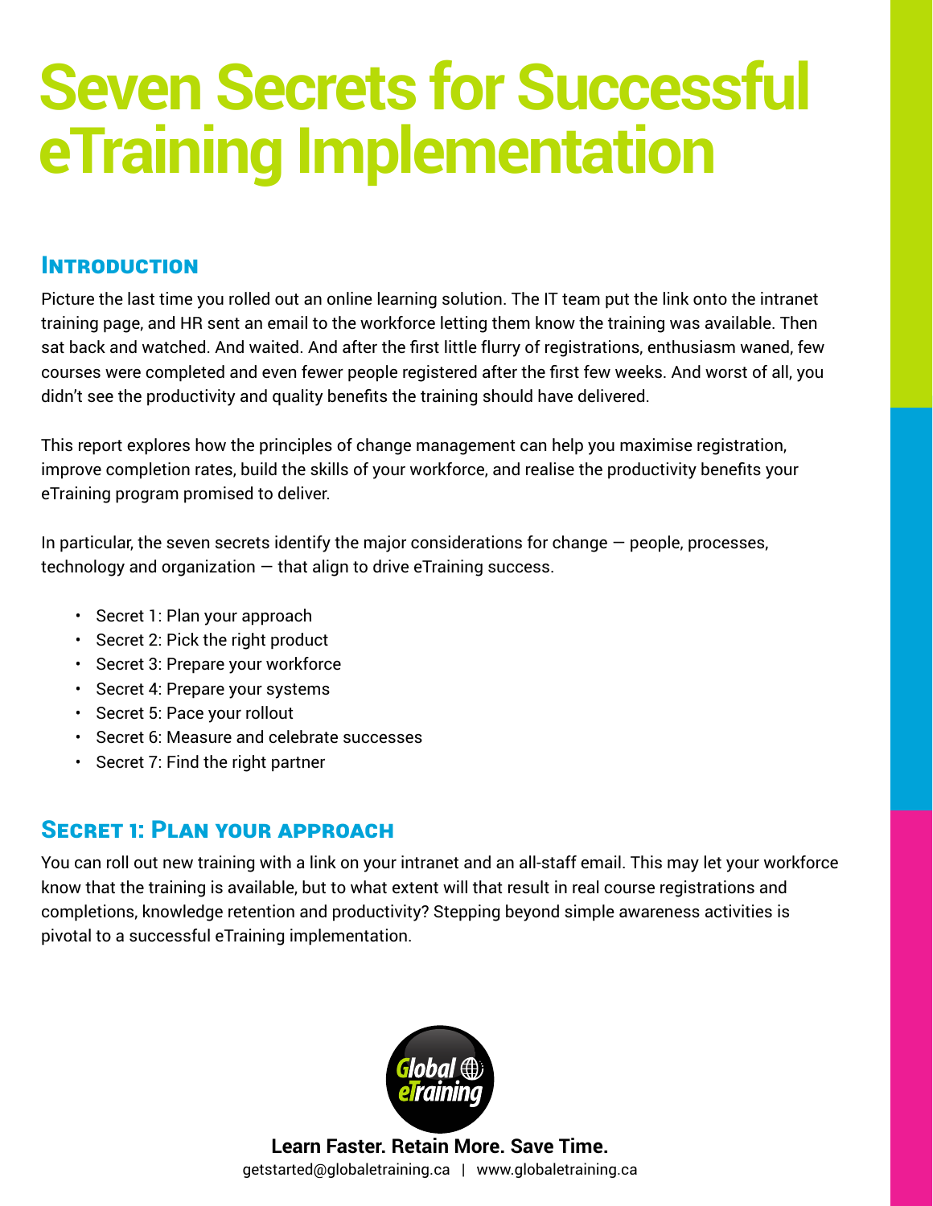# Seven Secrets for Successful eTraining Implementation

## Introduction

Picture the last time you rolled out an online learning solution. The IT team put the link onto the intranet training page, and HR sent an email to the workforce letting them know the training was available. Then sat back and watched. And waited. And after the first little flurry of registrations, enthusiasm waned, few courses were completed and even fewer people registered after the first few weeks. And worst of all, you didn't see the productivity and quality benefits the training should have delivered.

This report explores how the principles of change management can help you maximise registration, improve completion rates, build the skills of your workforce, and realise the productivity benefits your eTraining program promised to deliver.

In particular, the seven secrets identify the major considerations for change — people, processes, technology and organization — that align to drive eTraining success.

- Secret 1: Plan your approach
- Secret 2: Pick the right product
- Secret 3: Prepare your workforce
- Secret 4: Prepare your systems
- Secret 5: Pace your rollout
- Secret 6: Measure and celebrate successes
- Secret 7: Find the right partner

## Secret 1: Plan your approach

You can roll out new training with a link on your intranet and an all-staff email. This may let your workforce know that the training is available, but to what extent will that result in real course registrations and completions, knowledge retention and productivity? Stepping beyond simple awareness activities is pivotal to a successful eTraining implementation.

**Learn Faster. Retain More. Save Time.**

getstarted@globaletraining.ca | www.globaletraining.ca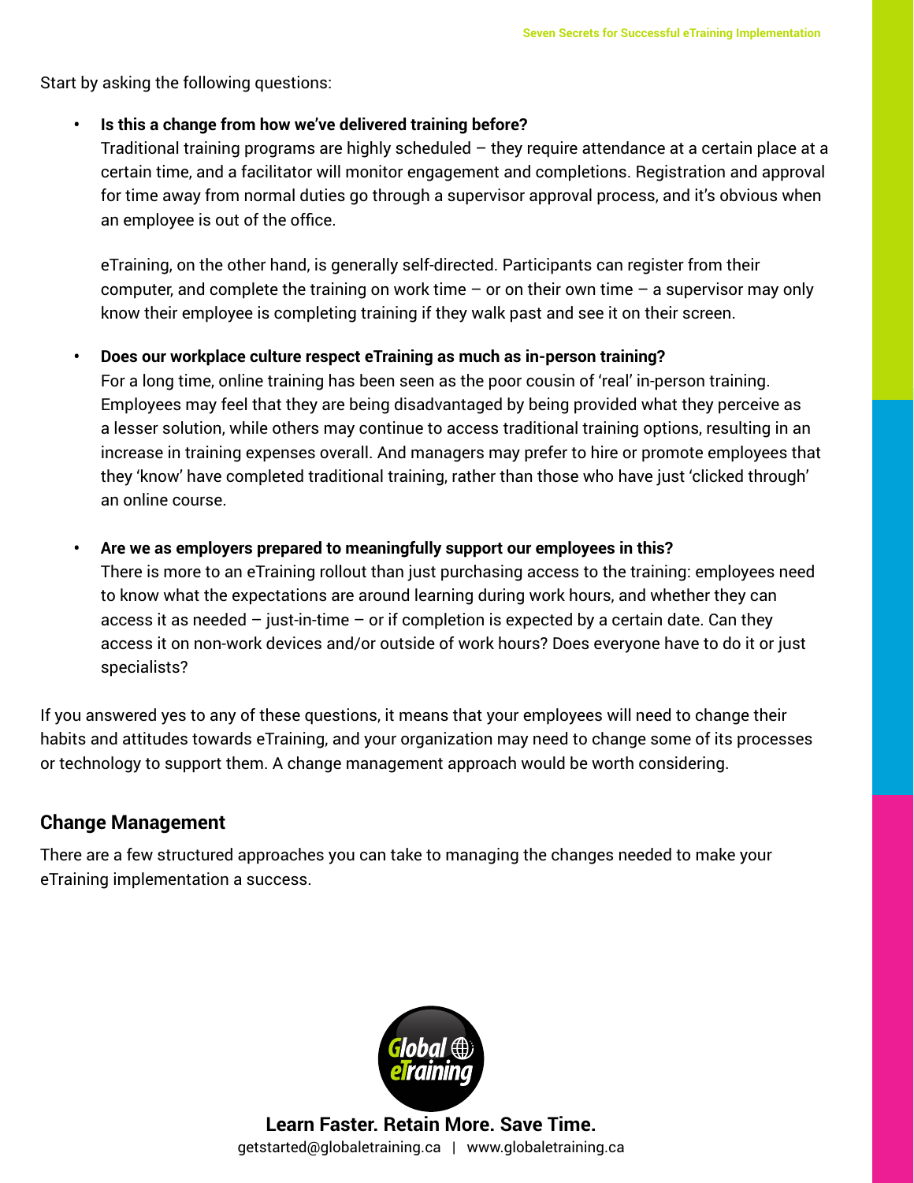Start by asking the following questions:

- **Is this a change from how we've delivered training before?**
  Traditional training programs are highly scheduled – they require attendance at a certain place at a certain time, and a facilitator will monitor engagement and completions. Registration and approval for time away from normal duties go through a supervisor approval process, and it's obvious when an employee is out of the office.

  eTraining, on the other hand, is generally self-directed. Participants can register from their computer, and complete the training on work time – or on their own time – a supervisor may only know their employee is completing training if they walk past and see it on their screen.

- **Does our workplace culture respect eTraining as much as in-person training?**
  For a long time, online training has been seen as the poor cousin of 'real' in-person training. Employees may feel that they are being disadvantaged by being provided what they perceive as a lesser solution, while others may continue to access traditional training options, resulting in an increase in training expenses overall. And managers may prefer to hire or promote employees that they 'know' have completed traditional training, rather than those who have just 'clicked through' an online course.

- **Are we as employers prepared to meaningfully support our employees in this?**
  There is more to an eTraining rollout than just purchasing access to the training: employees need to know what the expectations are around learning during work hours, and whether they can access it as needed – just-in-time – or if completion is expected by a certain date. Can they access it on non-work devices and/or outside of work hours? Does everyone have to do it or just specialists?

If you answered yes to any of these questions, it means that your employees will need to change their habits and attitudes towards eTraining, and your organization may need to change some of its processes or technology to support them. A change management approach would be worth considering.

## Change Management

There are a few structured approaches you can take to managing the changes needed to make your eTraining implementation a success.

**Learn Faster. Retain More. Save Time.**

getstarted@globaletraining.ca | www.globaletraining.ca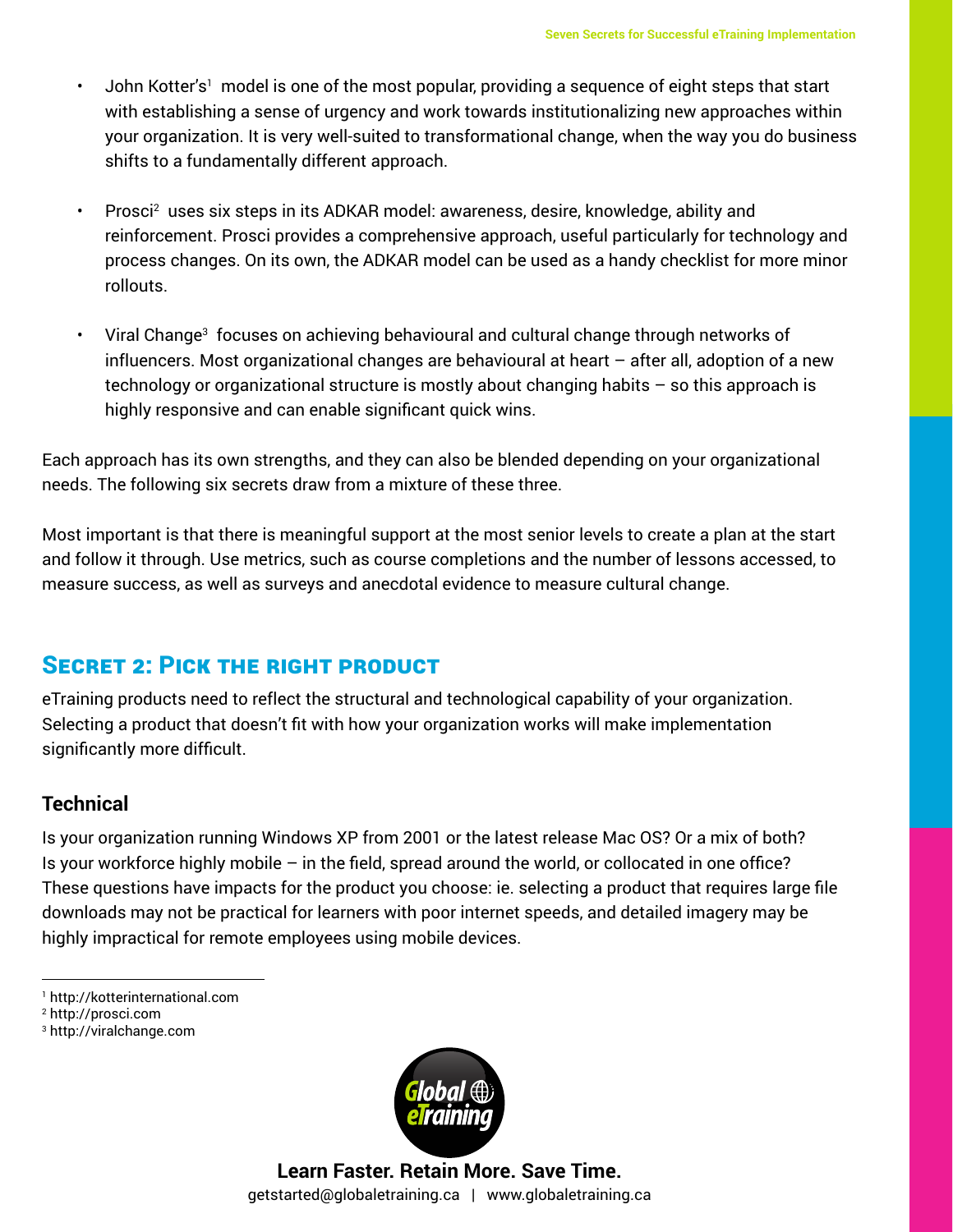- John Kotter's[1] model is one of the most popular, providing a sequence of eight steps that start with establishing a sense of urgency and work towards institutionalizing new approaches within your organization. It is very well-suited to transformational change, when the way you do business shifts to a fundamentally different approach.

- Prosci[2] uses six steps in its ADKAR model: awareness, desire, knowledge, ability and reinforcement. Prosci provides a comprehensive approach, useful particularly for technology and process changes. On its own, the ADKAR model can be used as a handy checklist for more minor rollouts.

- Viral Change[3] focuses on achieving behavioural and cultural change through networks of influencers. Most organizational changes are behavioural at heart – after all, adoption of a new technology or organizational structure is mostly about changing habits – so this approach is highly responsive and can enable significant quick wins.

Each approach has its own strengths, and they can also be blended depending on your organizational needs. The following six secrets draw from a mixture of these three.

Most important is that there is meaningful support at the most senior levels to create a plan at the start and follow it through. Use metrics, such as course completions and the number of lessons accessed, to measure success, as well as surveys and anecdotal evidence to measure cultural change.

## Secret 2: Pick the right product

eTraining products need to reflect the structural and technological capability of your organization. Selecting a product that doesn't fit with how your organization works will make implementation significantly more difficult.

### Technical

Is your organization running Windows XP from 2001 or the latest release Mac OS? Or a mix of both? Is your workforce highly mobile – in the field, spread around the world, or collocated in one office? These questions have impacts for the product you choose: ie. selecting a product that requires large file downloads may not be practical for learners with poor internet speeds, and detailed imagery may be highly impractical for remote employees using mobile devices.

---

[1] http://kotterinternational.com
[2] http://prosci.com
[3] http://viralchange.com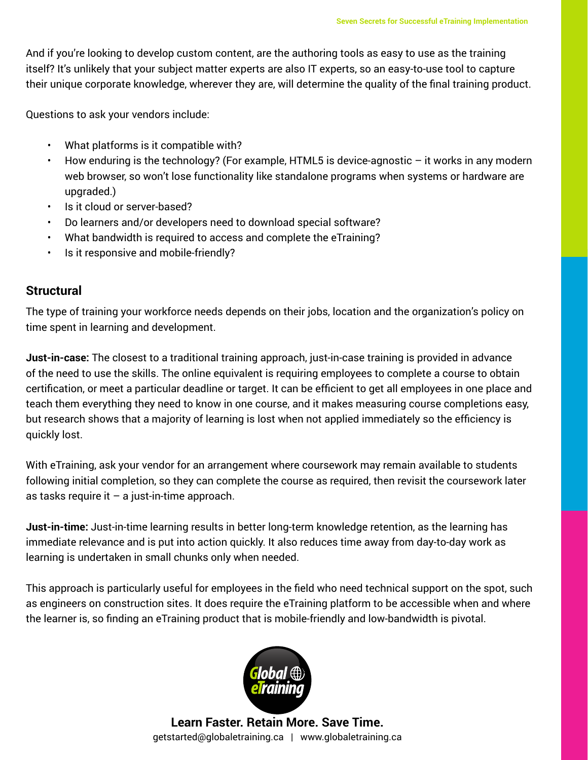And if you're looking to develop custom content, are the authoring tools as easy to use as the training itself? It's unlikely that your subject matter experts are also IT experts, so an easy-to-use tool to capture their unique corporate knowledge, wherever they are, will determine the quality of the final training product.

Questions to ask your vendors include:

- What platforms is it compatible with?
- How enduring is the technology? (For example, HTML5 is device-agnostic – it works in any modern web browser, so won't lose functionality like standalone programs when systems or hardware are upgraded.)
- Is it cloud or server-based?
- Do learners and/or developers need to download special software?
- What bandwidth is required to access and complete the eTraining?
- Is it responsive and mobile-friendly?

## Structural

The type of training your workforce needs depends on their jobs, location and the organization's policy on time spent in learning and development.

**Just-in-case:** The closest to a traditional training approach, just-in-case training is provided in advance of the need to use the skills. The online equivalent is requiring employees to complete a course to obtain certification, or meet a particular deadline or target. It can be efficient to get all employees in one place and teach them everything they need to know in one course, and it makes measuring course completions easy, but research shows that a majority of learning is lost when not applied immediately so the efficiency is quickly lost.

With eTraining, ask your vendor for an arrangement where coursework may remain available to students following initial completion, so they can complete the course as required, then revisit the coursework later as tasks require it – a just-in-time approach.

**Just-in-time:** Just-in-time learning results in better long-term knowledge retention, as the learning has immediate relevance and is put into action quickly. It also reduces time away from day-to-day work as learning is undertaken in small chunks only when needed.

This approach is particularly useful for employees in the field who need technical support on the spot, such as engineers on construction sites. It does require the eTraining platform to be accessible when and where the learner is, so finding an eTraining product that is mobile-friendly and low-bandwidth is pivotal.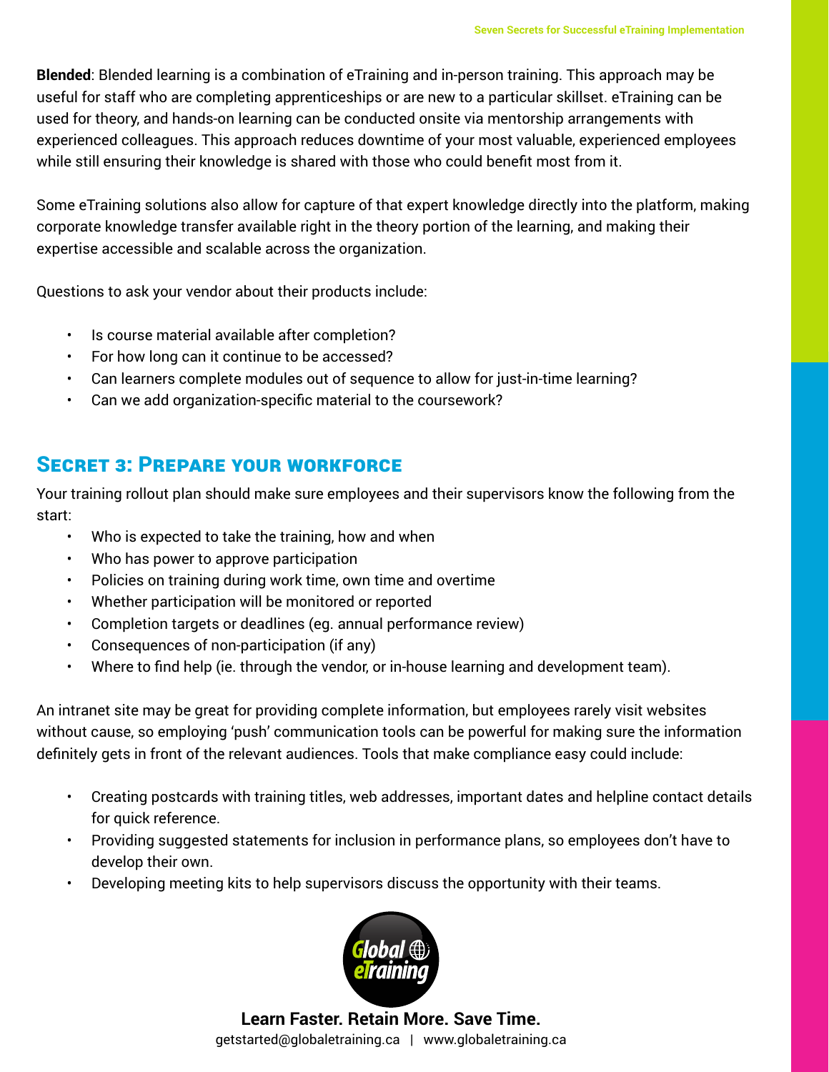**Blended**: Blended learning is a combination of eTraining and in-person training. This approach may be useful for staff who are completing apprenticeships or are new to a particular skillset. eTraining can be used for theory, and hands-on learning can be conducted onsite via mentorship arrangements with experienced colleagues. This approach reduces downtime of your most valuable, experienced employees while still ensuring their knowledge is shared with those who could benefit most from it.

Some eTraining solutions also allow for capture of that expert knowledge directly into the platform, making corporate knowledge transfer available right in the theory portion of the learning, and making their expertise accessible and scalable across the organization.

Questions to ask your vendor about their products include:

- Is course material available after completion?
- For how long can it continue to be accessed?
- Can learners complete modules out of sequence to allow for just-in-time learning?
- Can we add organization-specific material to the coursework?

## Secret 3: Prepare your workforce

Your training rollout plan should make sure employees and their supervisors know the following from the start:

- Who is expected to take the training, how and when
- Who has power to approve participation
- Policies on training during work time, own time and overtime
- Whether participation will be monitored or reported
- Completion targets or deadlines (eg. annual performance review)
- Consequences of non-participation (if any)
- Where to find help (ie. through the vendor, or in-house learning and development team).

An intranet site may be great for providing complete information, but employees rarely visit websites without cause, so employing 'push' communication tools can be powerful for making sure the information definitely gets in front of the relevant audiences. Tools that make compliance easy could include:

- Creating postcards with training titles, web addresses, important dates and helpline contact details for quick reference.
- Providing suggested statements for inclusion in performance plans, so employees don't have to develop their own.
- Developing meeting kits to help supervisors discuss the opportunity with their teams.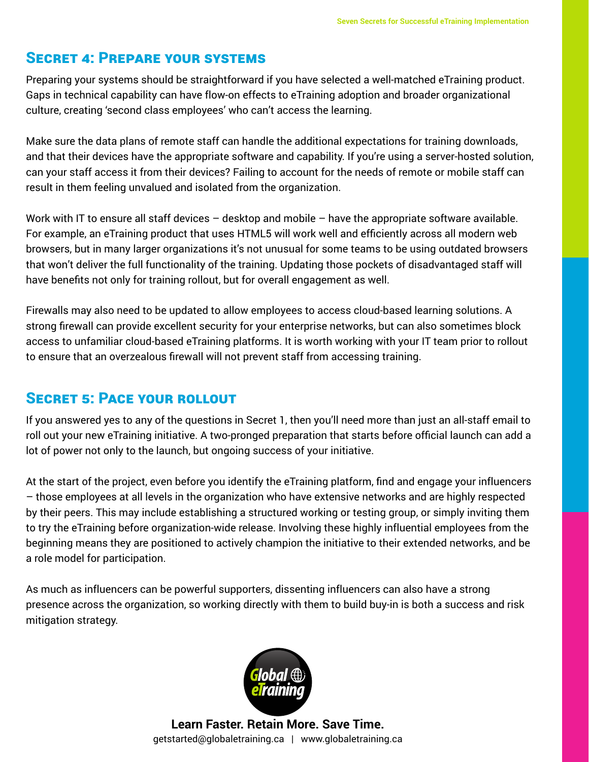## Secret 4: Prepare your systems

Preparing your systems should be straightforward if you have selected a well-matched eTraining product. Gaps in technical capability can have flow-on effects to eTraining adoption and broader organizational culture, creating 'second class employees' who can't access the learning.

Make sure the data plans of remote staff can handle the additional expectations for training downloads, and that their devices have the appropriate software and capability. If you're using a server-hosted solution, can your staff access it from their devices? Failing to account for the needs of remote or mobile staff can result in them feeling unvalued and isolated from the organization.

Work with IT to ensure all staff devices – desktop and mobile – have the appropriate software available. For example, an eTraining product that uses HTML5 will work well and efficiently across all modern web browsers, but in many larger organizations it's not unusual for some teams to be using outdated browsers that won't deliver the full functionality of the training. Updating those pockets of disadvantaged staff will have benefits not only for training rollout, but for overall engagement as well.

Firewalls may also need to be updated to allow employees to access cloud-based learning solutions. A strong firewall can provide excellent security for your enterprise networks, but can also sometimes block access to unfamiliar cloud-based eTraining platforms. It is worth working with your IT team prior to rollout to ensure that an overzealous firewall will not prevent staff from accessing training.

## Secret 5: Pace your rollout

If you answered yes to any of the questions in Secret 1, then you'll need more than just an all-staff email to roll out your new eTraining initiative. A two-pronged preparation that starts before official launch can add a lot of power not only to the launch, but ongoing success of your initiative.

At the start of the project, even before you identify the eTraining platform, find and engage your influencers – those employees at all levels in the organization who have extensive networks and are highly respected by their peers. This may include establishing a structured working or testing group, or simply inviting them to try the eTraining before organization-wide release. Involving these highly influential employees from the beginning means they are positioned to actively champion the initiative to their extended networks, and be a role model for participation.

As much as influencers can be powerful supporters, dissenting influencers can also have a strong presence across the organization, so working directly with them to build buy-in is both a success and risk mitigation strategy.

**Learn Faster. Retain More. Save Time.**

getstarted@globaletraining.ca | www.globaletraining.ca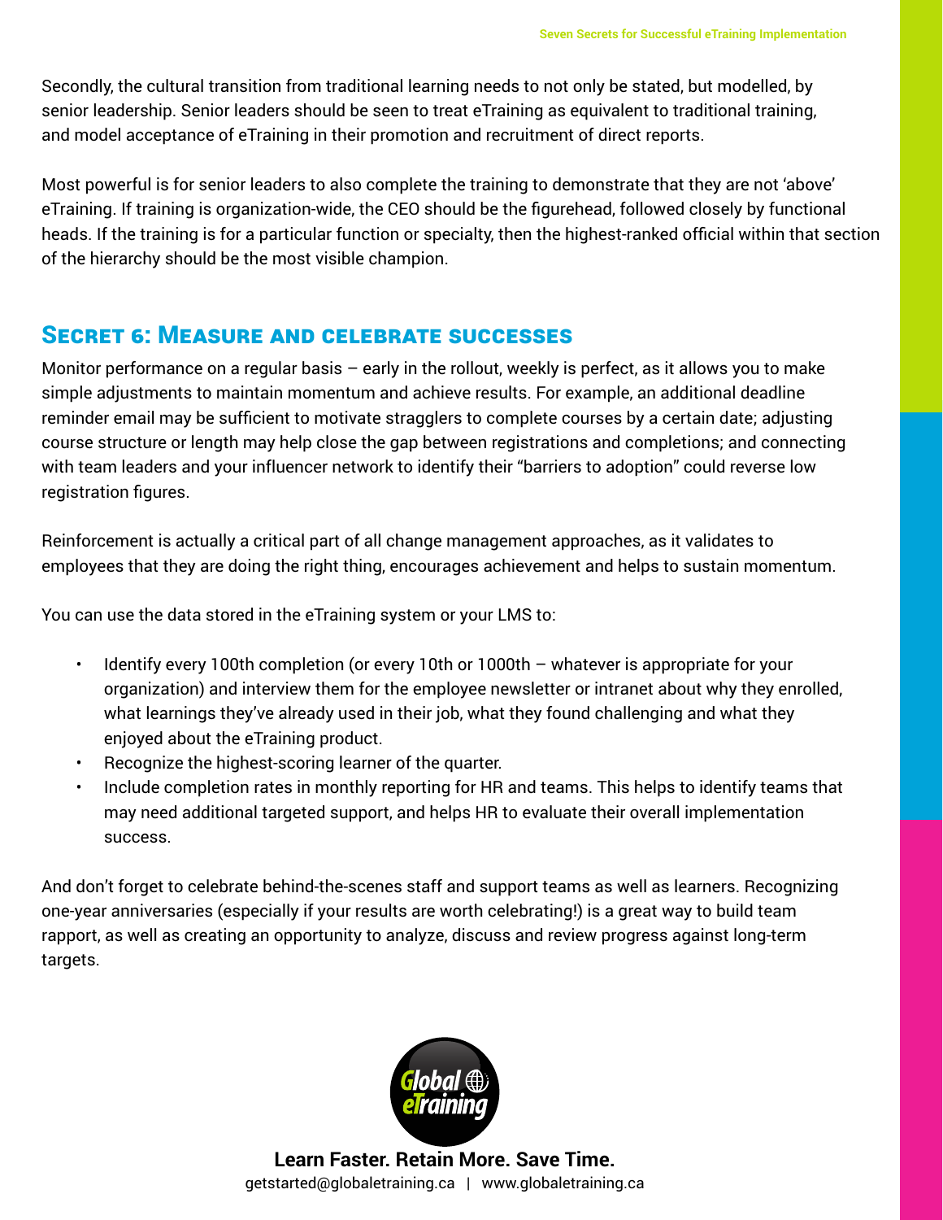Secondly, the cultural transition from traditional learning needs to not only be stated, but modelled, by senior leadership. Senior leaders should be seen to treat eTraining as equivalent to traditional training, and model acceptance of eTraining in their promotion and recruitment of direct reports.

Most powerful is for senior leaders to also complete the training to demonstrate that they are not 'above' eTraining. If training is organization-wide, the CEO should be the figurehead, followed closely by functional heads. If the training is for a particular function or specialty, then the highest-ranked official within that section of the hierarchy should be the most visible champion.

## Secret 6: Measure and celebrate successes

Monitor performance on a regular basis – early in the rollout, weekly is perfect, as it allows you to make simple adjustments to maintain momentum and achieve results. For example, an additional deadline reminder email may be sufficient to motivate stragglers to complete courses by a certain date; adjusting course structure or length may help close the gap between registrations and completions; and connecting with team leaders and your influencer network to identify their "barriers to adoption" could reverse low registration figures.

Reinforcement is actually a critical part of all change management approaches, as it validates to employees that they are doing the right thing, encourages achievement and helps to sustain momentum.

You can use the data stored in the eTraining system or your LMS to:

- Identify every 100th completion (or every 10th or 1000th – whatever is appropriate for your organization) and interview them for the employee newsletter or intranet about why they enrolled, what learnings they've already used in their job, what they found challenging and what they enjoyed about the eTraining product.
- Recognize the highest-scoring learner of the quarter.
- Include completion rates in monthly reporting for HR and teams. This helps to identify teams that may need additional targeted support, and helps HR to evaluate their overall implementation success.

And don't forget to celebrate behind-the-scenes staff and support teams as well as learners. Recognizing one-year anniversaries (especially if your results are worth celebrating!) is a great way to build team rapport, as well as creating an opportunity to analyze, discuss and review progress against long-term targets.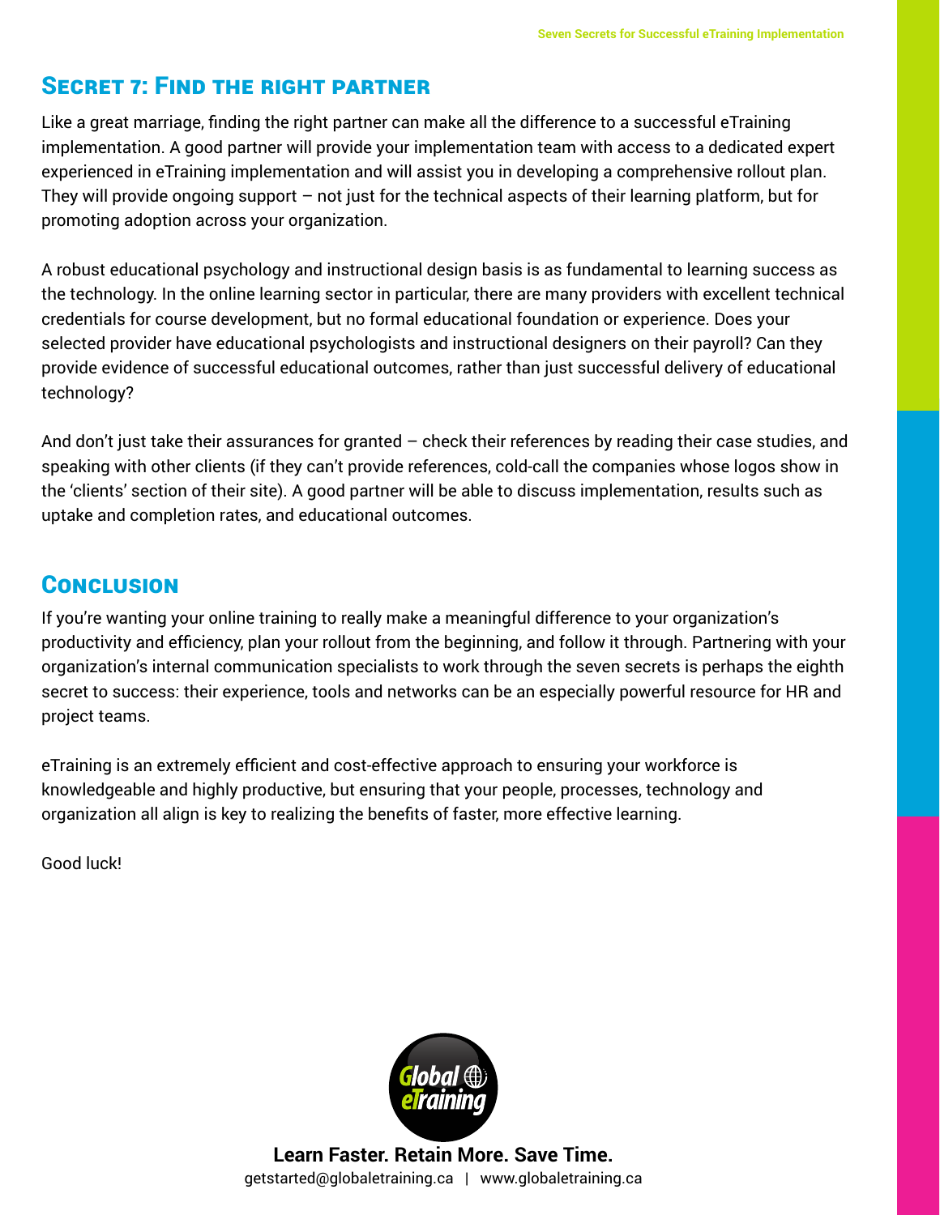## Secret 7: Find the right partner

Like a great marriage, finding the right partner can make all the difference to a successful eTraining implementation. A good partner will provide your implementation team with access to a dedicated expert experienced in eTraining implementation and will assist you in developing a comprehensive rollout plan. They will provide ongoing support – not just for the technical aspects of their learning platform, but for promoting adoption across your organization.

A robust educational psychology and instructional design basis is as fundamental to learning success as the technology. In the online learning sector in particular, there are many providers with excellent technical credentials for course development, but no formal educational foundation or experience. Does your selected provider have educational psychologists and instructional designers on their payroll? Can they provide evidence of successful educational outcomes, rather than just successful delivery of educational technology?

And don't just take their assurances for granted – check their references by reading their case studies, and speaking with other clients (if they can't provide references, cold-call the companies whose logos show in the 'clients' section of their site). A good partner will be able to discuss implementation, results such as uptake and completion rates, and educational outcomes.

## Conclusion

If you're wanting your online training to really make a meaningful difference to your organization's productivity and efficiency, plan your rollout from the beginning, and follow it through. Partnering with your organization's internal communication specialists to work through the seven secrets is perhaps the eighth secret to success: their experience, tools and networks can be an especially powerful resource for HR and project teams.

eTraining is an extremely efficient and cost-effective approach to ensuring your workforce is knowledgeable and highly productive, but ensuring that your people, processes, technology and organization all align is key to realizing the benefits of faster, more effective learning.

Good luck!

Global eTraining

**Learn Faster. Retain More. Save Time.**

getstarted@globaletraining.ca | www.globaletraining.ca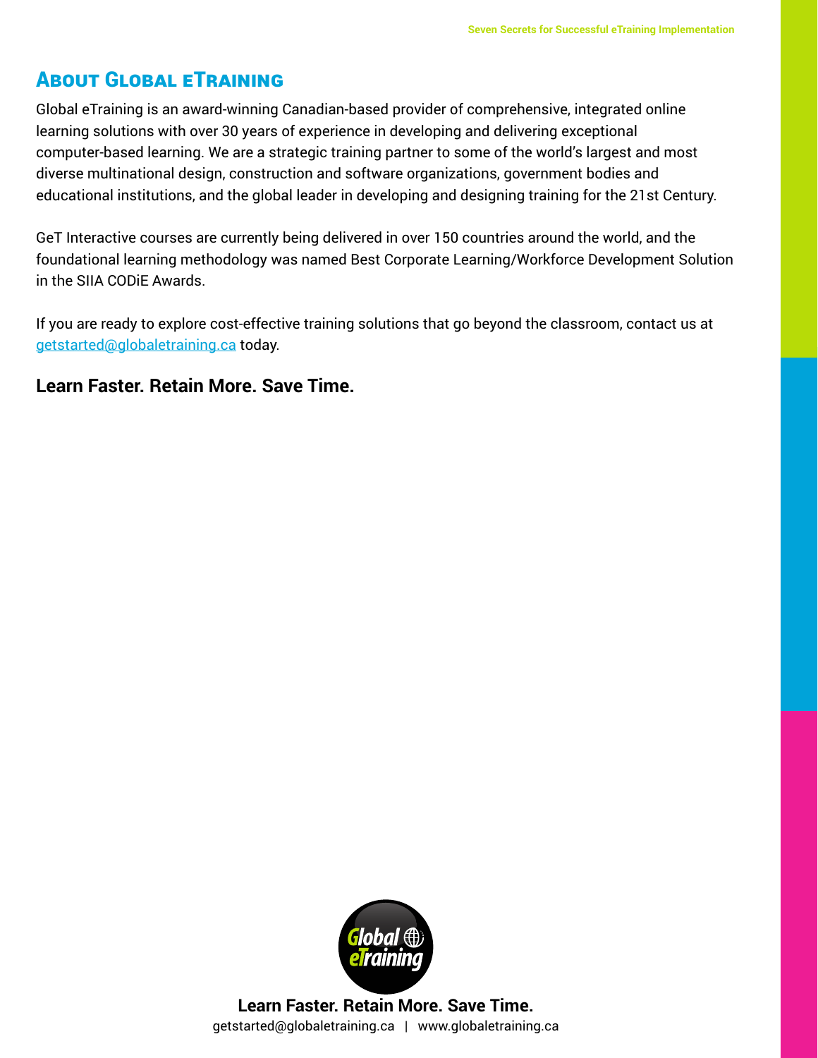## About Global eTraining

Global eTraining is an award-winning Canadian-based provider of comprehensive, integrated online learning solutions with over 30 years of experience in developing and delivering exceptional computer-based learning. We are a strategic training partner to some of the world's largest and most diverse multinational design, construction and software organizations, government bodies and educational institutions, and the global leader in developing and designing training for the 21st Century.

GeT Interactive courses are currently being delivered in over 150 countries around the world, and the foundational learning methodology was named Best Corporate Learning/Workforce Development Solution in the SIIA CODiE Awards.

If you are ready to explore cost-effective training solutions that go beyond the classroom, contact us at getstarted@globaletraining.ca today.

**Learn Faster. Retain More. Save Time.**

Global eTraining

**Learn Faster. Retain More. Save Time.**

getstarted@globaletraining.ca | www.globaletraining.ca